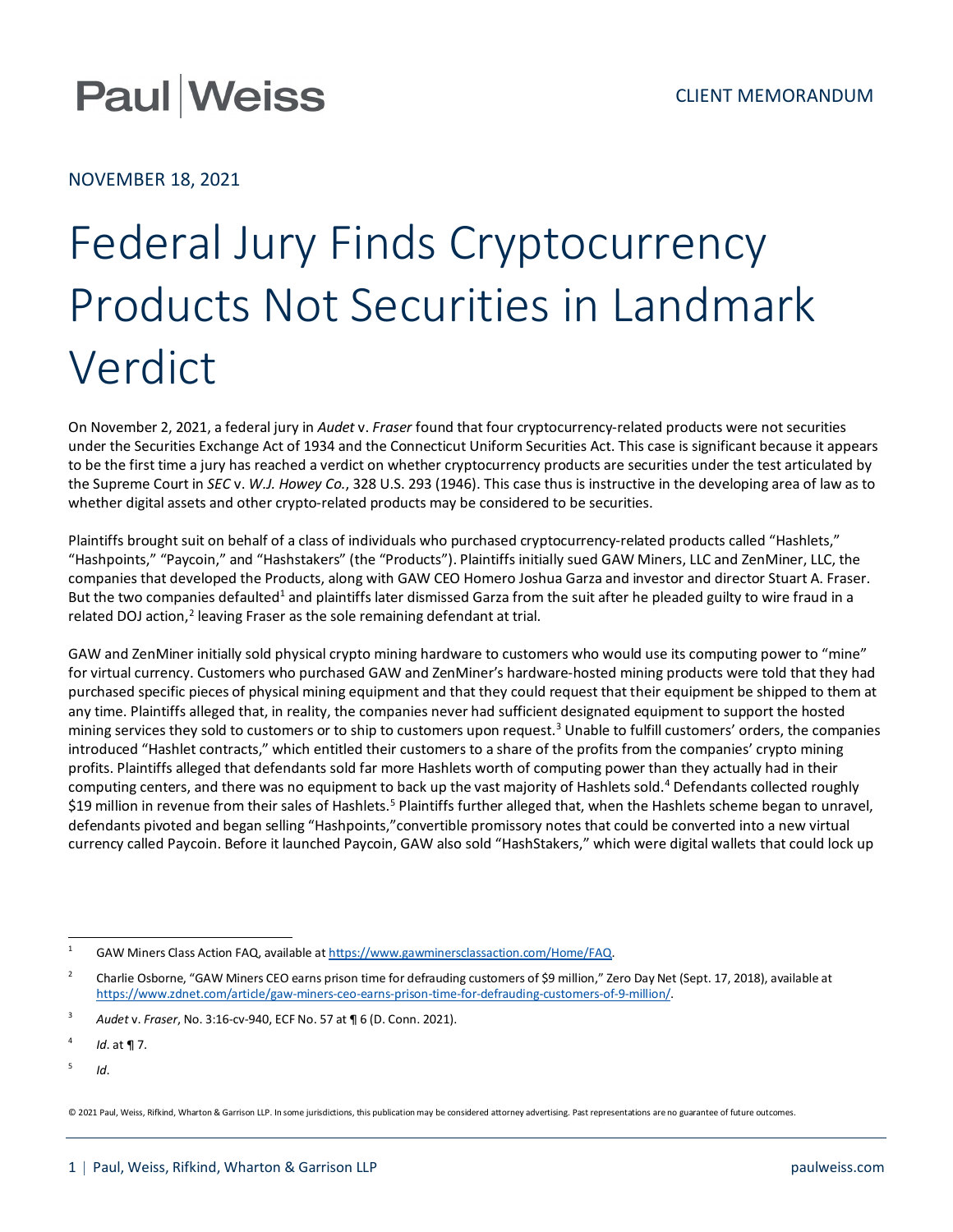# Federal Jury Finds Cryptocurrency Products Not Securities in Landmark Verdict

NOVEMBER 18, 2021

On November 2, 2021, a federal jury in *Audet* v. *Fraser* found that four cryptocurrency-related products were not securities under the Securities Exchange Act of 1934 and the Connecticut Uniform Securities Act. This case is significant because it appears to be the first time a jury has reached a verdict on whether cryptocurrency products are securities under the test articulated by the Supreme Court in *SEC* v. *W.J. Howey Co.*, 328 U.S. 293 (1946). This case thus is instructive in the developing area of law as to whether digital assets and other crypto-related products may be considered to be securities.

Plaintiffs brought suit on behalf of a class of individuals who purchased cryptocurrency-related products called "Hashlets," "Hashpoints," "Paycoin," and "Hashstakers" (the "Products"). Plaintiffs initially sued GAW Miners, LLC and ZenMiner, LLC, the companies that developed the Products, along with GAW CEO Homero Joshua Garza and investor and director Stuart A. Fraser. But the two companies defaulted[1] and plaintiffs later dismissed Garza from the suit after he pleaded guilty to wire fraud in a related DOJ action,[2] leaving Fraser as the sole remaining defendant at trial.

GAW and ZenMiner initially sold physical crypto mining hardware to customers who would use its computing power to "mine" for virtual currency. Customers who purchased GAW and ZenMiner's hardware-hosted mining products were told that they had purchased specific pieces of physical mining equipment and that they could request that their equipment be shipped to them at any time. Plaintiffs alleged that, in reality, the companies never had sufficient designated equipment to support the hosted mining services they sold to customers or to ship to customers upon request.[3] Unable to fulfill customers' orders, the companies introduced "Hashlet contracts," which entitled their customers to a share of the profits from the companies' crypto mining profits. Plaintiffs alleged that defendants sold far more Hashlets worth of computing power than they actually had in their computing centers, and there was no equipment to back up the vast majority of Hashlets sold.[4] Defendants collected roughly \$19 million in revenue from their sales of Hashlets.[5] Plaintiffs further alleged that, when the Hashlets scheme began to unravel, defendants pivoted and began selling "Hashpoints,"convertible promissory notes that could be converted into a new virtual currency called Paycoin. Before it launched Paycoin, GAW also sold "HashStakers," which were digital wallets that could lock up

---

[1] GAW Miners Class Action FAQ, available at https://www.gawminersclassaction.com/Home/FAQ.

[2] Charlie Osborne, "GAW Miners CEO earns prison time for defrauding customers of \$9 million," Zero Day Net (Sept. 17, 2018), available at https://www.zdnet.com/article/gaw-miners-ceo-earns-prison-time-for-defrauding-customers-of-9-million/.

[3] *Audet* v. *Fraser*, No. 3:16-cv-940, ECF No. 57 at ¶ 6 (D. Conn. 2021).

[4] *Id*. at ¶ 7.

[5] *Id*.

© 2021 Paul, Weiss, Rifkind, Wharton & Garrison LLP. In some jurisdictions, this publication may be considered attorney advertising. Past representations are no guarantee of future outcomes.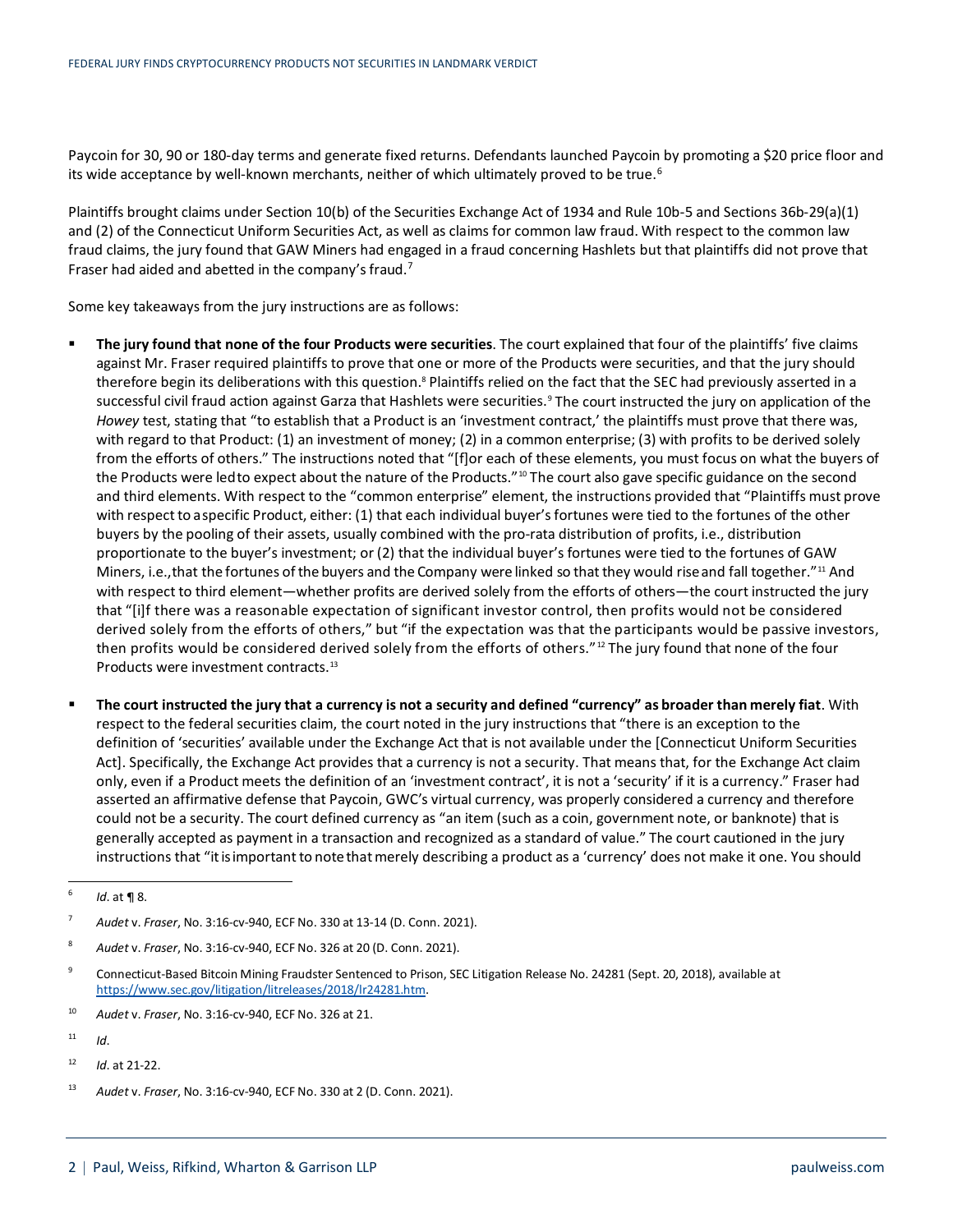Paycoin for 30, 90 or 180-day terms and generate fixed returns. Defendants launched Paycoin by promoting a $20 price floor and its wide acceptance by well-known merchants, neither of which ultimately proved to be true.[6]

Plaintiffs brought claims under Section 10(b) of the Securities Exchange Act of 1934 and Rule 10b-5 and Sections 36b-29(a)(1) and (2) of the Connecticut Uniform Securities Act, as well as claims for common law fraud. With respect to the common law fraud claims, the jury found that GAW Miners had engaged in a fraud concerning Hashlets but that plaintiffs did not prove that Fraser had aided and abetted in the company's fraud.[7]

Some key takeaways from the jury instructions are as follows:

- **The jury found that none of the four Products were securities**. The court explained that four of the plaintiffs' five claims against Mr. Fraser required plaintiffs to prove that one or more of the Products were securities, and that the jury should therefore begin its deliberations with this question.[8] Plaintiffs relied on the fact that the SEC had previously asserted in a successful civil fraud action against Garza that Hashlets were securities.[9] The court instructed the jury on application of the *Howey* test, stating that "to establish that a Product is an 'investment contract,' the plaintiffs must prove that there was, with regard to that Product: (1) an investment of money; (2) in a common enterprise; (3) with profits to be derived solely from the efforts of others." The instructions noted that "[f]or each of these elements, you must focus on what the buyers of the Products were led to expect about the nature of the Products."[10] The court also gave specific guidance on the second and third elements. With respect to the "common enterprise" element, the instructions provided that "Plaintiffs must prove with respect to a specific Product, either: (1) that each individual buyer's fortunes were tied to the fortunes of the other buyers by the pooling of their assets, usually combined with the pro-rata distribution of profits, i.e., distribution proportionate to the buyer's investment; or (2) that the individual buyer's fortunes were tied to the fortunes of GAW Miners, i.e., that the fortunes of the buyers and the Company were linked so that they would rise and fall together."[11] And with respect to third element—whether profits are derived solely from the efforts of others—the court instructed the jury that "[i]f there was a reasonable expectation of significant investor control, then profits would not be considered derived solely from the efforts of others," but "if the expectation was that the participants would be passive investors, then profits would be considered derived solely from the efforts of others."[12] The jury found that none of the four Products were investment contracts.[13]

- **The court instructed the jury that a currency is not a security and defined "currency" as broader than merely fiat**. With respect to the federal securities claim, the court noted in the jury instructions that "there is an exception to the definition of 'securities' available under the Exchange Act that is not available under the [Connecticut Uniform Securities Act]. Specifically, the Exchange Act provides that a currency is not a security. That means that, for the Exchange Act claim only, even if a Product meets the definition of an 'investment contract', it is not a 'security' if it is a currency." Fraser had asserted an affirmative defense that Paycoin, GWC's virtual currency, was properly considered a currency and therefore could not be a security. The court defined currency as "an item (such as a coin, government note, or banknote) that is generally accepted as payment in a transaction and recognized as a standard of value." The court cautioned in the jury instructions that "it is important to note that merely describing a product as a 'currency' does not make it one. You should

---

[6] *Id*. at ¶ 8.

[7] *Audet* v. *Fraser*, No. 3:16-cv-940, ECF No. 330 at 13-14 (D. Conn. 2021).

[8] *Audet* v. *Fraser*, No. 3:16-cv-940, ECF No. 326 at 20 (D. Conn. 2021).

[9] Connecticut-Based Bitcoin Mining Fraudster Sentenced to Prison, SEC Litigation Release No. 24281 (Sept. 20, 2018), available at https://www.sec.gov/litigation/litreleases/2018/lr24281.htm.

[10] *Audet* v. *Fraser*, No. 3:16-cv-940, ECF No. 326 at 21.

[11] *Id*.

[12] *Id*. at 21-22.

[13] *Audet* v. *Fraser*, No. 3:16-cv-940, ECF No. 330 at 2 (D. Conn. 2021).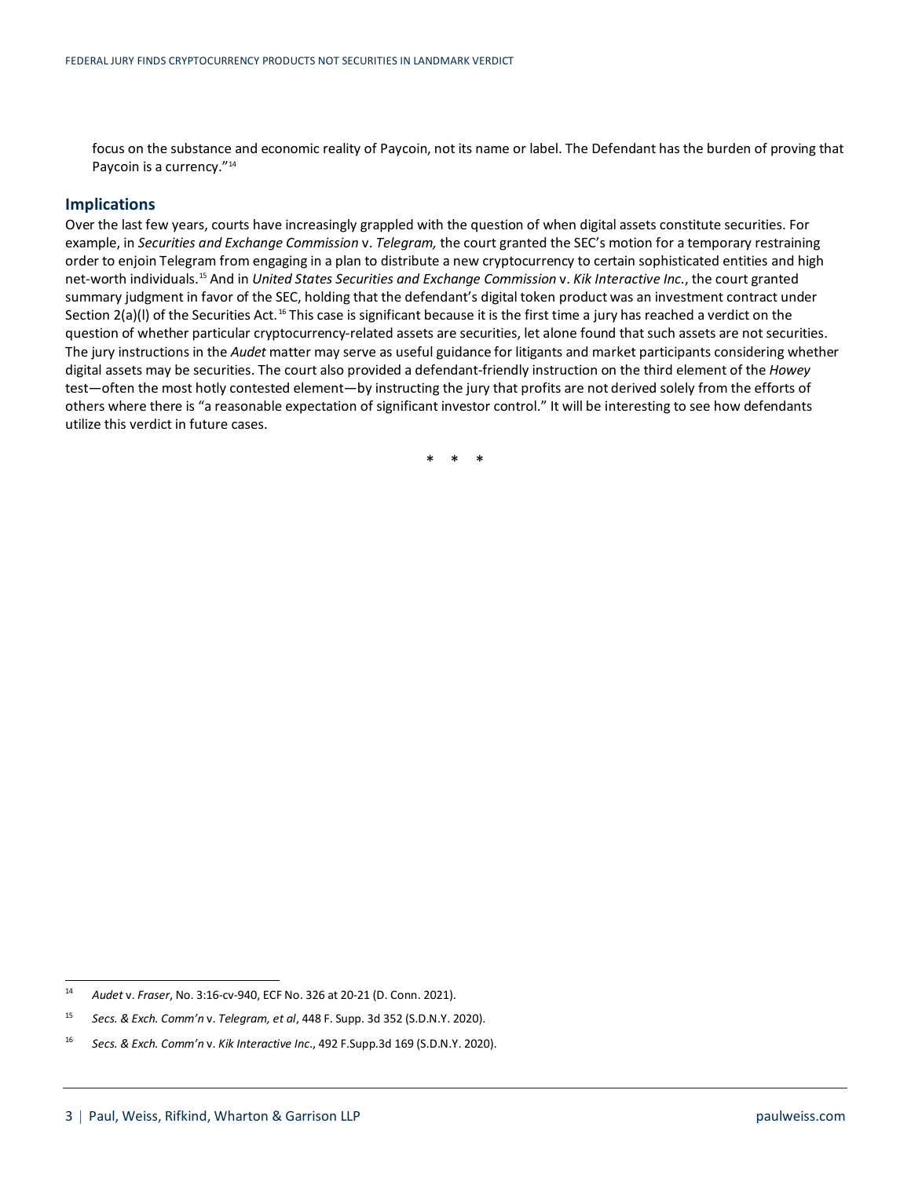focus on the substance and economic reality of Paycoin, not its name or label. The Defendant has the burden of proving that Paycoin is a currency."[14]

## Implications

Over the last few years, courts have increasingly grappled with the question of when digital assets constitute securities. For example, in *Securities and Exchange Commission* v. *Telegram,* the court granted the SEC's motion for a temporary restraining order to enjoin Telegram from engaging in a plan to distribute a new cryptocurrency to certain sophisticated entities and high net-worth individuals.[15] And in *United States Securities and Exchange Commission* v. *Kik Interactive Inc.*, the court granted summary judgment in favor of the SEC, holding that the defendant's digital token product was an investment contract under Section 2(a)(l) of the Securities Act.[16] This case is significant because it is the first time a jury has reached a verdict on the question of whether particular cryptocurrency-related assets are securities, let alone found that such assets are not securities. The jury instructions in the *Audet* matter may serve as useful guidance for litigants and market participants considering whether digital assets may be securities. The court also provided a defendant-friendly instruction on the third element of the *Howey* test—often the most hotly contested element—by instructing the jury that profits are not derived solely from the efforts of others where there is "a reasonable expectation of significant investor control." It will be interesting to see how defendants utilize this verdict in future cases.

\* \* \*

---

[14] *Audet* v. *Fraser*, No. 3:16-cv-940, ECF No. 326 at 20-21 (D. Conn. 2021).

[15] *Secs. & Exch. Comm'n* v. *Telegram, et al*, 448 F. Supp. 3d 352 (S.D.N.Y. 2020).

[16] *Secs. & Exch. Comm'n* v. *Kik Interactive Inc*., 492 F.Supp.3d 169 (S.D.N.Y. 2020).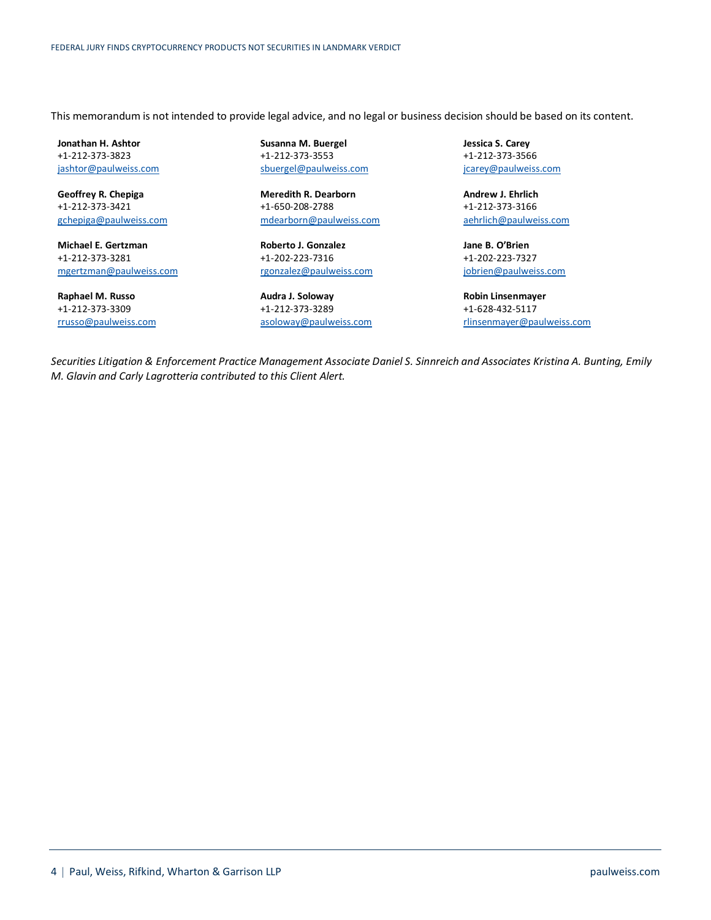This memorandum is not intended to provide legal advice, and no legal or business decision should be based on its content.

**Jonathan H. Ashtor**
+1-212-373-3823
jashtor@paulweiss.com

**Susanna M. Buergel**
+1-212-373-3553
sbuergel@paulweiss.com

**Jessica S. Carey**
+1-212-373-3566
jcarey@paulweiss.com

**Geoffrey R. Chepiga**
+1-212-373-3421
gchepiga@paulweiss.com

**Meredith R. Dearborn**
+1-650-208-2788
mdearborn@paulweiss.com

**Andrew J. Ehrlich**
+1-212-373-3166
aehrlich@paulweiss.com

**Michael E. Gertzman**
+1-212-373-3281
mgertzman@paulweiss.com

**Roberto J. Gonzalez**
+1-202-223-7316
rgonzalez@paulweiss.com

**Jane B. O'Brien**
+1-202-223-7327
jobrien@paulweiss.com

**Raphael M. Russo**
+1-212-373-3309
rrusso@paulweiss.com

**Audra J. Soloway**
+1-212-373-3289
asoloway@paulweiss.com

**Robin Linsenmayer**
+1-628-432-5117
rlinsenmayer@paulweiss.com

*Securities Litigation & Enforcement Practice Management Associate Daniel S. Sinnreich and Associates Kristina A. Bunting, Emily M. Glavin and Carly Lagrotteria contributed to this Client Alert.*